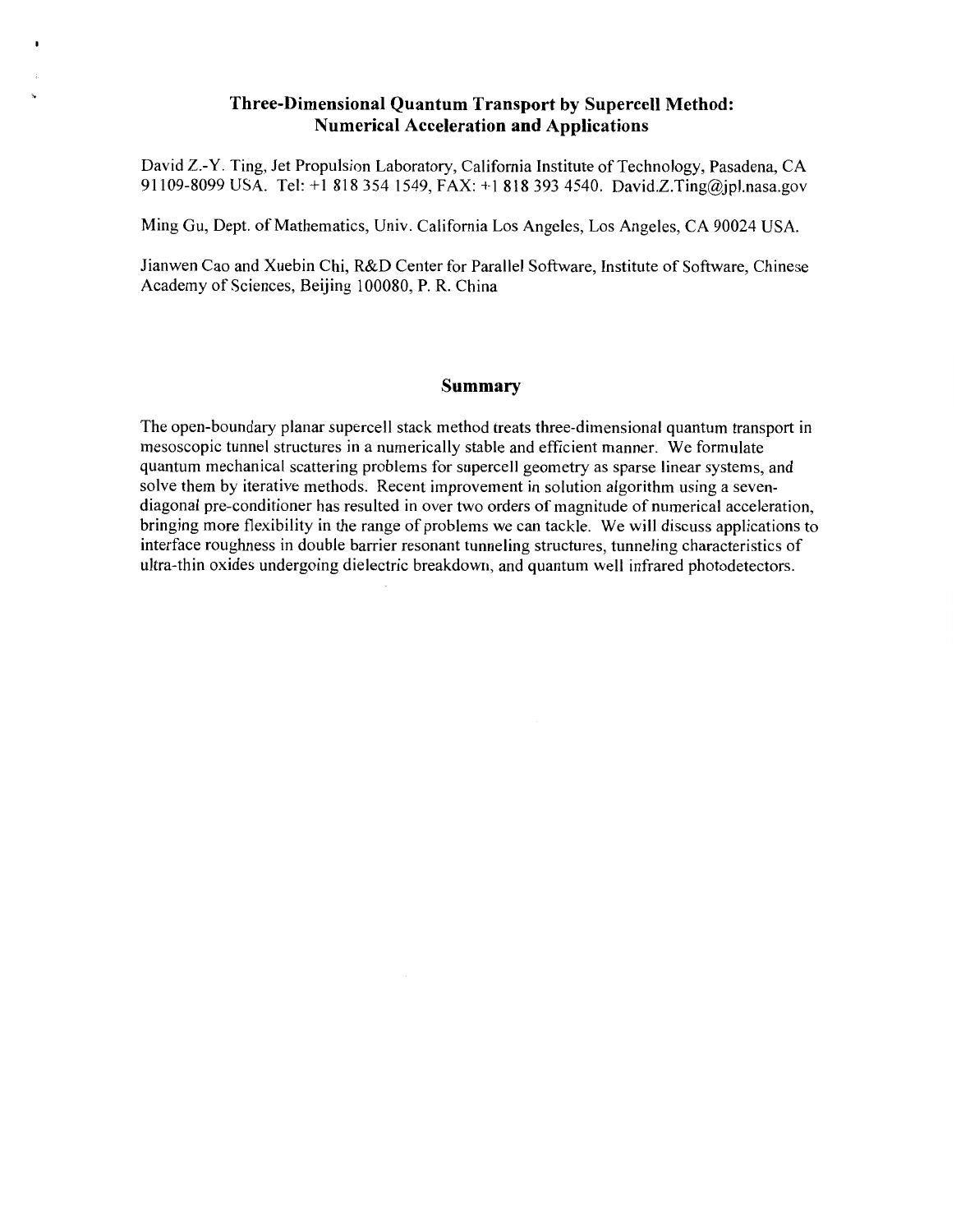# Three-Dimensional Quantum Transport by Supercell Method: Numerical Acceleration and Applications

David Z.-Y. Ting, Jet Propulsion Laboratory, California Institute of Technology, Pasadena, CA 91109-8099 USA. Tel: +1 818 354 1549, FAX: +1 818 393 4540. David.Z.Ting@jpl.nasa.gov

Ming Gu, Dept. of Mathematics, Univ. California Los Angeles, Los Angeles, CA 90024 USA.

Jianwen Cao and Xuebin Chi, R&D Center for Parallel Software, Institute of Software, Chinese Academy of Sciences, Beijing 100080, P. R. China

## Summary

The open-boundary planar supercell stack method treats three-dimensional quantum transport in mesoscopic tunnel structures in a numerically stable and efficient manner. We formulate quantum mechanical scattering problems for supercell geometry as sparse linear systems, and solve them by iterative methods. Recent improvement in solution algorithm using a seven-diagonal pre-conditioner has resulted in over two orders of magnitude of numerical acceleration, bringing more flexibility in the range of problems we can tackle. We will discuss applications to interface roughness in double barrier resonant tunneling structures, tunneling characteristics of ultra-thin oxides undergoing dielectric breakdown, and quantum well infrared photodetectors.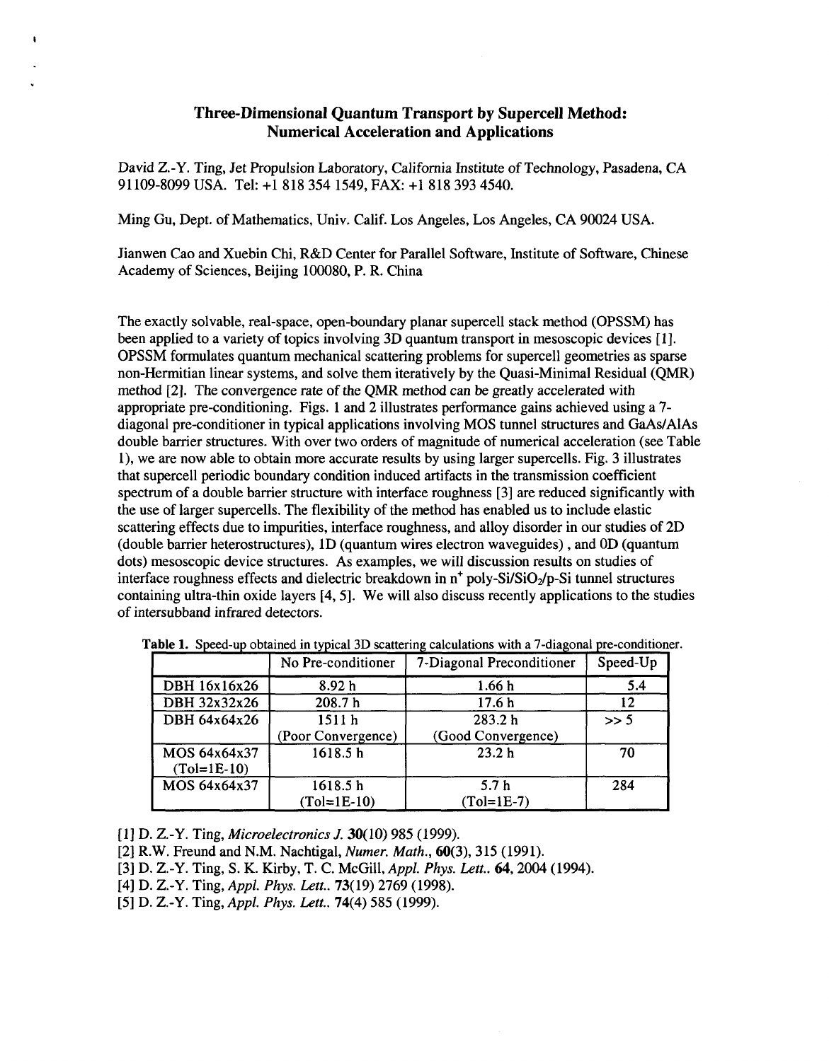# Three-Dimensional Quantum Transport by Supercell Method: Numerical Acceleration and Applications

David Z.-Y. Ting, Jet Propulsion Laboratory, California Institute of Technology, Pasadena, CA 91109-8099 USA. Tel: +1 818 354 1549, FAX: +1 818 393 4540.

Ming Gu, Dept. of Mathematics, Univ. Calif. Los Angeles, Los Angeles, CA 90024 USA.

Jianwen Cao and Xuebin Chi, R&D Center for Parallel Software, Institute of Software, Chinese Academy of Sciences, Beijing 100080, P. R. China

The exactly solvable, real-space, open-boundary planar supercell stack method (OPSSM) has been applied to a variety of topics involving 3D quantum transport in mesoscopic devices [1]. OPSSM formulates quantum mechanical scattering problems for supercell geometries as sparse non-Hermitian linear systems, and solve them iteratively by the Quasi-Minimal Residual (QMR) method [2]. The convergence rate of the QMR method can be greatly accelerated with appropriate pre-conditioning. Figs. 1 and 2 illustrates performance gains achieved using a 7-diagonal pre-conditioner in typical applications involving MOS tunnel structures and GaAs/AlAs double barrier structures. With over two orders of magnitude of numerical acceleration (see Table 1), we are now able to obtain more accurate results by using larger supercells. Fig. 3 illustrates that supercell periodic boundary condition induced artifacts in the transmission coefficient spectrum of a double barrier structure with interface roughness [3] are reduced significantly with the use of larger supercells. The flexibility of the method has enabled us to include elastic scattering effects due to impurities, interface roughness, and alloy disorder in our studies of 2D (double barrier heterostructures), 1D (quantum wires electron waveguides), and 0D (quantum dots) mesoscopic device structures. As examples, we will discussion results on studies of interface roughness effects and dielectric breakdown in $n^+$ poly-Si/$SiO_2$/p-Si tunnel structures containing ultra-thin oxide layers [4, 5]. We will also discuss recently applications to the studies of intersubband infrared detectors.

**Table 1.** Speed-up obtained in typical 3D scattering calculations with a 7-diagonal pre-conditioner.

| | No Pre-conditioner | 7-Diagonal Preconditioner | Speed-Up |
|---|---|---|---|
| DBH 16x16x26 | 8.92 h | 1.66 h | 5.4 |
| DBH 32x32x26 | 208.7 h | 17.6 h | 12 |
| DBH 64x64x26 | 1511 h (Poor Convergence) | 283.2 h (Good Convergence) | >> 5 |
| MOS 64x64x37 (Tol=1E-10) | 1618.5 h | 23.2 h | 70 |
| MOS 64x64x37 | 1618.5 h (Tol=1E-10) | 5.7 h (Tol=1E-7) | 284 |

[1] D. Z.-Y. Ting, *Microelectronics J.* **30**(10) 985 (1999).
[2] R.W. Freund and N.M. Nachtigal, *Numer. Math.*, **60**(3), 315 (1991).
[3] D. Z.-Y. Ting, S. K. Kirby, T. C. McGill, *Appl. Phys. Lett.*. **64**, 2004 (1994).
[4] D. Z.-Y. Ting, *Appl. Phys. Lett.*. **73**(19) 2769 (1998).
[5] D. Z.-Y. Ting, *Appl. Phys. Lett.*. **74**(4) 585 (1999).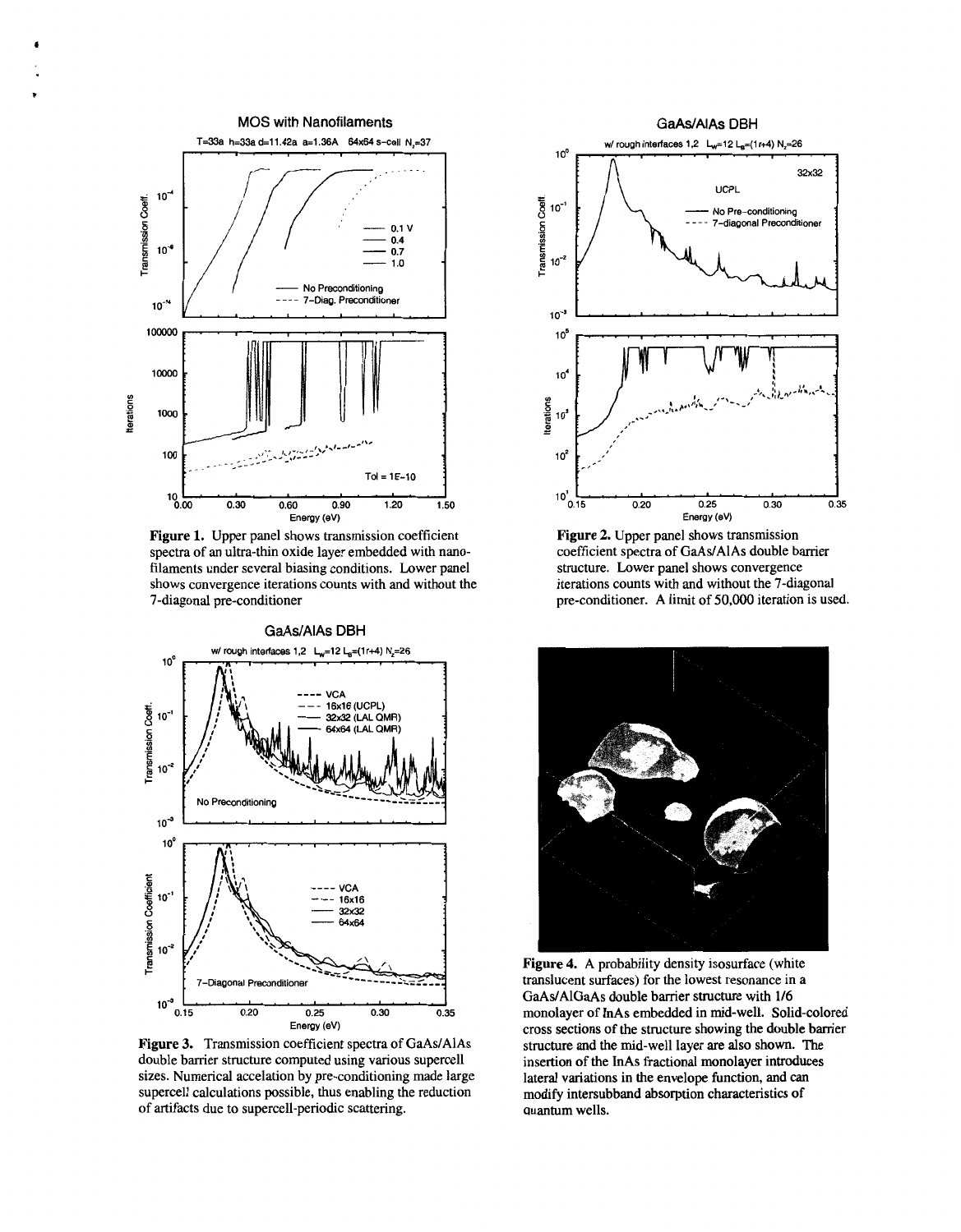MOS with Nanofilaments

T=33a h=33a d=11.42a a=1.36A 64x64 s-cell $N_z$=37

Transmission Coeff.

0.1 V
0.4
0.7
1.0

No Preconditioning
7-Diag. Preconditioner

Iterations

Tol = 1E-10

0.00 0.30 0.60 0.90 1.20 1.50

Energy (eV)

**Figure 1.** Upper panel shows transmission coefficient spectra of an ultra-thin oxide layer embedded with nano-filaments under several biasing conditions. Lower panel shows convergence iterations counts with and without the 7-diagonal pre-conditioner

GaAs/AlAs DBH

w/ rough interfaces 1,2 $L_W$=12 $L_B$=(1r+4) $N_z$=26

32x32

UCPL

No Pre-conditioning
7-diagonal Preconditioner

Transmission Coeff.

Iterations

0.15 0.20 0.25 0.30 0.35

Energy (eV)

**Figure 2.** Upper panel shows transmission coefficient spectra of GaAs/AlAs double barrier structure. Lower panel shows convergence iterations counts with and without the 7-diagonal pre-conditioner. A limit of 50,000 iteration is used.

GaAs/AlAs DBH

w/ rough interfaces 1,2 $L_W$=12 $L_B$=(1r+4) $N_z$=26

VCA
16x16 (UCPL)
32x32 (LAL QMR)
64x64 (LAL QMR)

No Preconditioning

Transmission Coeff.

VCA
16x16
32x32
64x64

7-Diagonal Preconditioner

Transmission Coefficient

0.15 0.20 0.25 0.30 0.35

Energy (eV)

**Figure 3.** Transmission coefficient spectra of GaAs/AlAs double barrier structure computed using various supercell sizes. Numerical acceleration by pre-conditioning made large supercell calculations possible, thus enabling the reduction of artifacts due to supercell-periodic scattering.

**Figure 4.** A probability density isosurface (white translucent surfaces) for the lowest resonance in a GaAs/AlGaAs double barrier structure with 1/6 monolayer of InAs embedded in mid-well. Solid-colored cross sections of the structure showing the double barrier structure and the mid-well layer are also shown. The insertion of the InAs fractional monolayer introduces lateral variations in the envelope function, and can modify intersubband absorption characteristics of quantum wells.